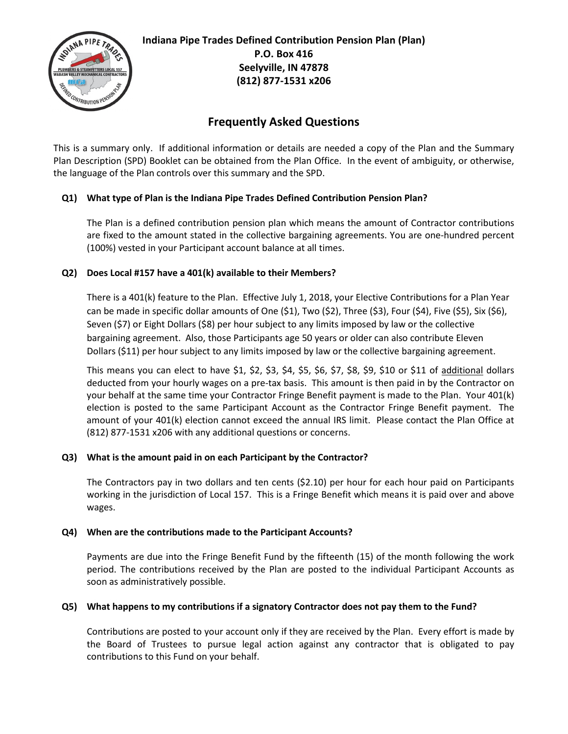**Indiana Pipe Trades Defined Contribution Pension Plan (Plan)**
**P.O. Box 416**
**Seelyville, IN 47878**
**(812) 877-1531 x206**

# Frequently Asked Questions

This is a summary only. If additional information or details are needed a copy of the Plan and the Summary Plan Description (SPD) Booklet can be obtained from the Plan Office. In the event of ambiguity, or otherwise, the language of the Plan controls over this summary and the SPD.

### Q1) What type of Plan is the Indiana Pipe Trades Defined Contribution Pension Plan?

The Plan is a defined contribution pension plan which means the amount of Contractor contributions are fixed to the amount stated in the collective bargaining agreements. You are one-hundred percent (100%) vested in your Participant account balance at all times.

### Q2) Does Local #157 have a 401(k) available to their Members?

There is a 401(k) feature to the Plan. Effective July 1, 2018, your Elective Contributions for a Plan Year can be made in specific dollar amounts of One ($1), Two ($2), Three ($3), Four ($4), Five ($5), Six ($6), Seven ($7) or Eight Dollars ($8) per hour subject to any limits imposed by law or the collective bargaining agreement. Also, those Participants age 50 years or older can also contribute Eleven Dollars ($11) per hour subject to any limits imposed by law or the collective bargaining agreement.

This means you can elect to have $1, $2, $3, $4, $5, $6, $7, $8, $9, $10 or $11 of additional dollars deducted from your hourly wages on a pre-tax basis. This amount is then paid in by the Contractor on your behalf at the same time your Contractor Fringe Benefit payment is made to the Plan. Your 401(k) election is posted to the same Participant Account as the Contractor Fringe Benefit payment. The amount of your 401(k) election cannot exceed the annual IRS limit. Please contact the Plan Office at (812) 877-1531 x206 with any additional questions or concerns.

### Q3) What is the amount paid in on each Participant by the Contractor?

The Contractors pay in two dollars and ten cents ($2.10) per hour for each hour paid on Participants working in the jurisdiction of Local 157. This is a Fringe Benefit which means it is paid over and above wages.

### Q4) When are the contributions made to the Participant Accounts?

Payments are due into the Fringe Benefit Fund by the fifteenth (15) of the month following the work period. The contributions received by the Plan are posted to the individual Participant Accounts as soon as administratively possible.

### Q5) What happens to my contributions if a signatory Contractor does not pay them to the Fund?

Contributions are posted to your account only if they are received by the Plan. Every effort is made by the Board of Trustees to pursue legal action against any contractor that is obligated to pay contributions to this Fund on your behalf.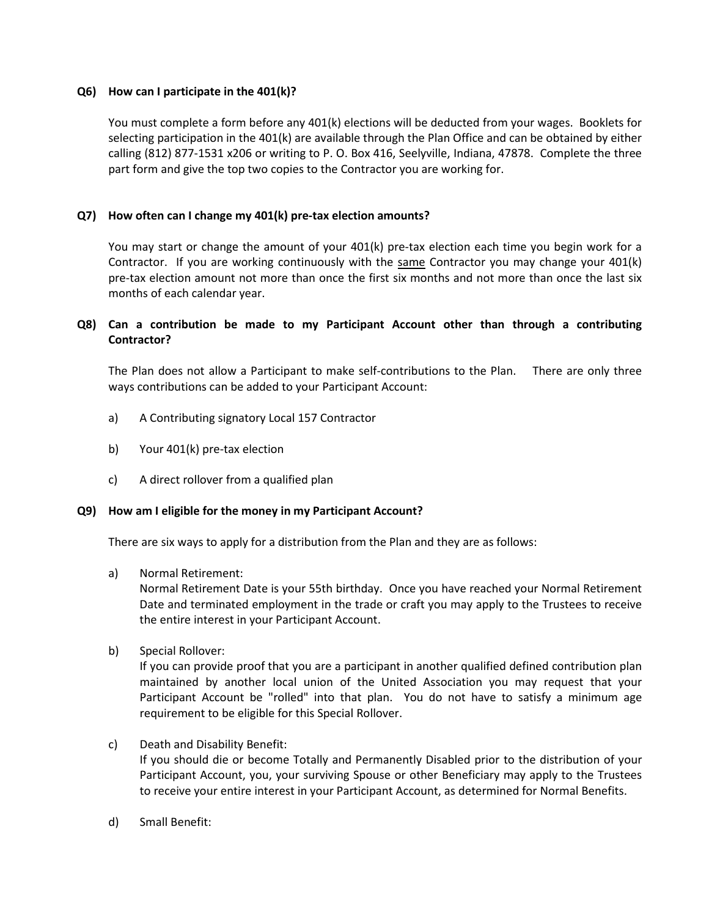**Q6) How can I participate in the 401(k)?**

You must complete a form before any 401(k) elections will be deducted from your wages. Booklets for selecting participation in the 401(k) are available through the Plan Office and can be obtained by either calling (812) 877-1531 x206 or writing to P. O. Box 416, Seelyville, Indiana, 47878. Complete the three part form and give the top two copies to the Contractor you are working for.

**Q7) How often can I change my 401(k) pre-tax election amounts?**

You may start or change the amount of your 401(k) pre-tax election each time you begin work for a Contractor. If you are working continuously with the <u>same</u> Contractor you may change your 401(k) pre-tax election amount not more than once the first six months and not more than once the last six months of each calendar year.

**Q8) Can a contribution be made to my Participant Account other than through a contributing Contractor?**

The Plan does not allow a Participant to make self-contributions to the Plan. There are only three ways contributions can be added to your Participant Account:

a) A Contributing signatory Local 157 Contractor

b) Your 401(k) pre-tax election

c) A direct rollover from a qualified plan

**Q9) How am I eligible for the money in my Participant Account?**

There are six ways to apply for a distribution from the Plan and they are as follows:

a) Normal Retirement:
Normal Retirement Date is your 55th birthday. Once you have reached your Normal Retirement Date and terminated employment in the trade or craft you may apply to the Trustees to receive the entire interest in your Participant Account.

b) Special Rollover:
If you can provide proof that you are a participant in another qualified defined contribution plan maintained by another local union of the United Association you may request that your Participant Account be "rolled" into that plan. You do not have to satisfy a minimum age requirement to be eligible for this Special Rollover.

c) Death and Disability Benefit:
If you should die or become Totally and Permanently Disabled prior to the distribution of your Participant Account, you, your surviving Spouse or other Beneficiary may apply to the Trustees to receive your entire interest in your Participant Account, as determined for Normal Benefits.

d) Small Benefit: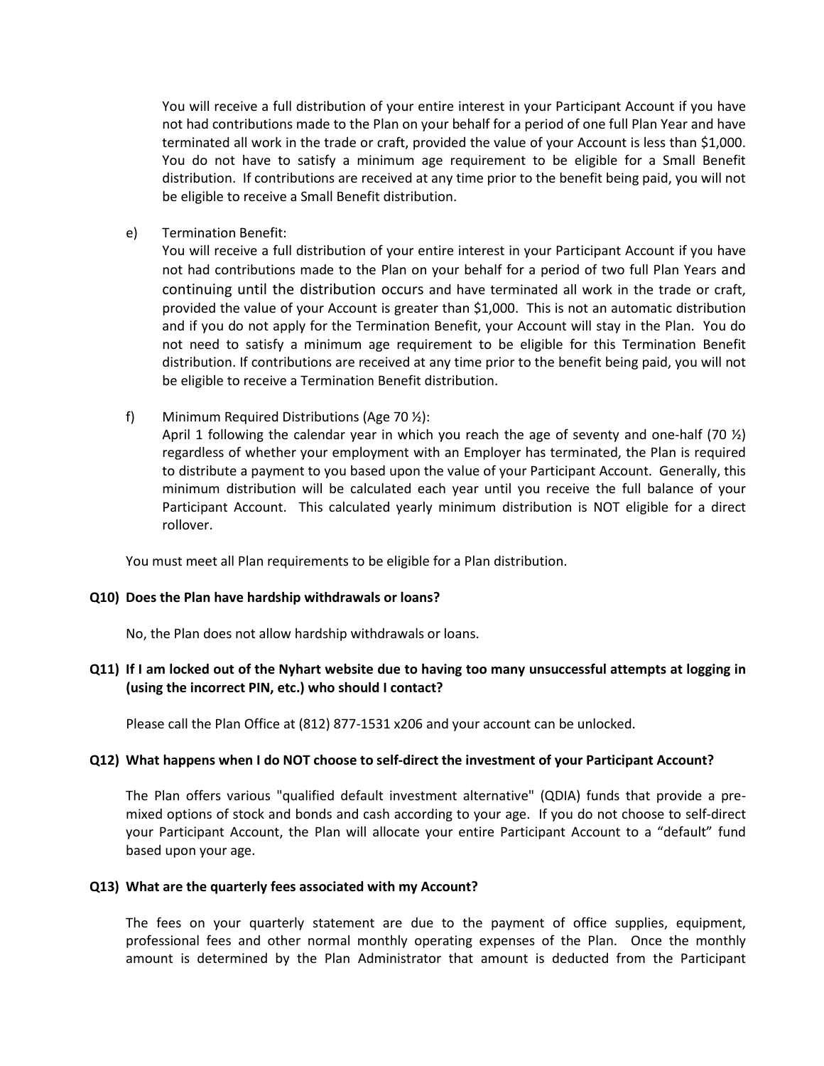You will receive a full distribution of your entire interest in your Participant Account if you have not had contributions made to the Plan on your behalf for a period of one full Plan Year and have terminated all work in the trade or craft, provided the value of your Account is less than $1,000. You do not have to satisfy a minimum age requirement to be eligible for a Small Benefit distribution. If contributions are received at any time prior to the benefit being paid, you will not be eligible to receive a Small Benefit distribution.

e) Termination Benefit:
You will receive a full distribution of your entire interest in your Participant Account if you have not had contributions made to the Plan on your behalf for a period of two full Plan Years and continuing until the distribution occurs and have terminated all work in the trade or craft, provided the value of your Account is greater than $1,000. This is not an automatic distribution and if you do not apply for the Termination Benefit, your Account will stay in the Plan. You do not need to satisfy a minimum age requirement to be eligible for this Termination Benefit distribution. If contributions are received at any time prior to the benefit being paid, you will not be eligible to receive a Termination Benefit distribution.

f) Minimum Required Distributions (Age 70 ½):
April 1 following the calendar year in which you reach the age of seventy and one-half (70 ½) regardless of whether your employment with an Employer has terminated, the Plan is required to distribute a payment to you based upon the value of your Participant Account. Generally, this minimum distribution will be calculated each year until you receive the full balance of your Participant Account. This calculated yearly minimum distribution is NOT eligible for a direct rollover.

You must meet all Plan requirements to be eligible for a Plan distribution.

**Q10) Does the Plan have hardship withdrawals or loans?**

No, the Plan does not allow hardship withdrawals or loans.

**Q11) If I am locked out of the Nyhart website due to having too many unsuccessful attempts at logging in (using the incorrect PIN, etc.) who should I contact?**

Please call the Plan Office at (812) 877-1531 x206 and your account can be unlocked.

**Q12) What happens when I do NOT choose to self-direct the investment of your Participant Account?**

The Plan offers various "qualified default investment alternative" (QDIA) funds that provide a pre-mixed options of stock and bonds and cash according to your age. If you do not choose to self-direct your Participant Account, the Plan will allocate your entire Participant Account to a “default” fund based upon your age.

**Q13) What are the quarterly fees associated with my Account?**

The fees on your quarterly statement are due to the payment of office supplies, equipment, professional fees and other normal monthly operating expenses of the Plan. Once the monthly amount is determined by the Plan Administrator that amount is deducted from the Participant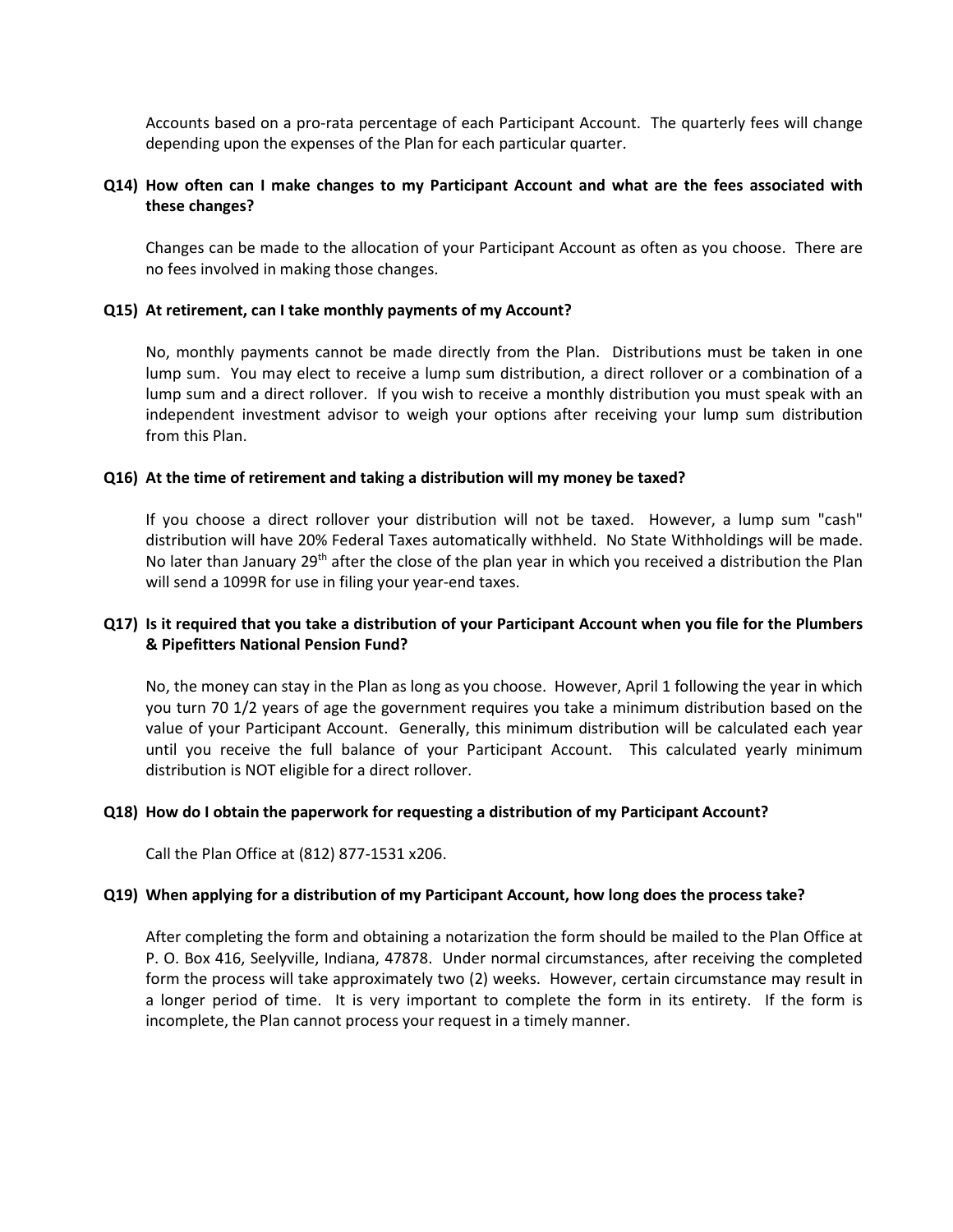Accounts based on a pro-rata percentage of each Participant Account. The quarterly fees will change depending upon the expenses of the Plan for each particular quarter.

**Q14) How often can I make changes to my Participant Account and what are the fees associated with these changes?**

Changes can be made to the allocation of your Participant Account as often as you choose. There are no fees involved in making those changes.

**Q15) At retirement, can I take monthly payments of my Account?**

No, monthly payments cannot be made directly from the Plan. Distributions must be taken in one lump sum. You may elect to receive a lump sum distribution, a direct rollover or a combination of a lump sum and a direct rollover. If you wish to receive a monthly distribution you must speak with an independent investment advisor to weigh your options after receiving your lump sum distribution from this Plan.

**Q16) At the time of retirement and taking a distribution will my money be taxed?**

If you choose a direct rollover your distribution will not be taxed. However, a lump sum "cash" distribution will have 20% Federal Taxes automatically withheld. No State Withholdings will be made. No later than January 29th after the close of the plan year in which you received a distribution the Plan will send a 1099R for use in filing your year-end taxes.

**Q17) Is it required that you take a distribution of your Participant Account when you file for the Plumbers & Pipefitters National Pension Fund?**

No, the money can stay in the Plan as long as you choose. However, April 1 following the year in which you turn 70 1/2 years of age the government requires you take a minimum distribution based on the value of your Participant Account. Generally, this minimum distribution will be calculated each year until you receive the full balance of your Participant Account. This calculated yearly minimum distribution is NOT eligible for a direct rollover.

**Q18) How do I obtain the paperwork for requesting a distribution of my Participant Account?**

Call the Plan Office at (812) 877-1531 x206.

**Q19) When applying for a distribution of my Participant Account, how long does the process take?**

After completing the form and obtaining a notarization the form should be mailed to the Plan Office at P. O. Box 416, Seelyville, Indiana, 47878. Under normal circumstances, after receiving the completed form the process will take approximately two (2) weeks. However, certain circumstance may result in a longer period of time. It is very important to complete the form in its entirety. If the form is incomplete, the Plan cannot process your request in a timely manner.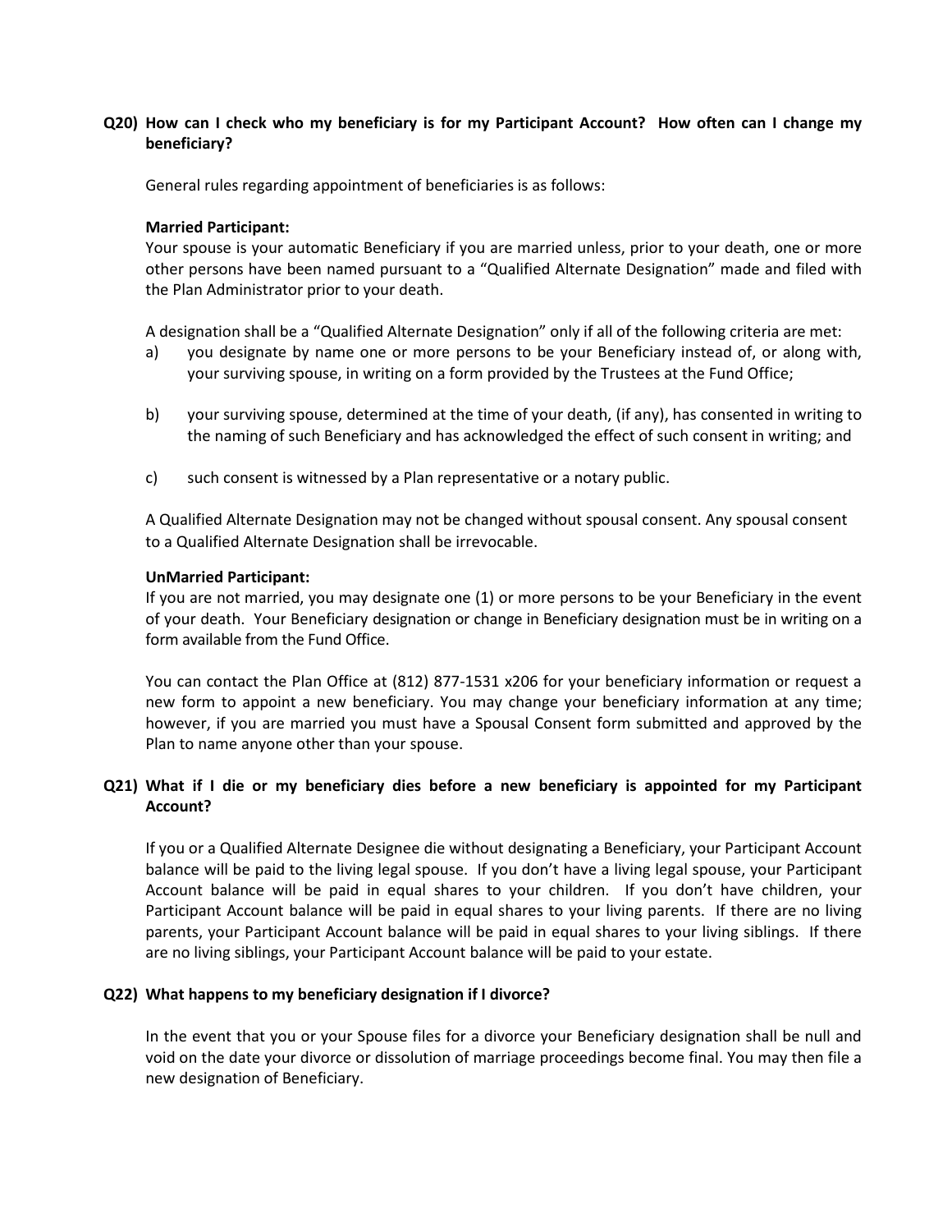**Q20) How can I check who my beneficiary is for my Participant Account? How often can I change my beneficiary?**

General rules regarding appointment of beneficiaries is as follows:

**Married Participant:**
Your spouse is your automatic Beneficiary if you are married unless, prior to your death, one or more other persons have been named pursuant to a "Qualified Alternate Designation" made and filed with the Plan Administrator prior to your death.

A designation shall be a "Qualified Alternate Designation" only if all of the following criteria are met:

a) you designate by name one or more persons to be your Beneficiary instead of, or along with, your surviving spouse, in writing on a form provided by the Trustees at the Fund Office;

b) your surviving spouse, determined at the time of your death, (if any), has consented in writing to the naming of such Beneficiary and has acknowledged the effect of such consent in writing; and

c) such consent is witnessed by a Plan representative or a notary public.

A Qualified Alternate Designation may not be changed without spousal consent. Any spousal consent to a Qualified Alternate Designation shall be irrevocable.

**UnMarried Participant:**
If you are not married, you may designate one (1) or more persons to be your Beneficiary in the event of your death. Your Beneficiary designation or change in Beneficiary designation must be in writing on a form available from the Fund Office.

You can contact the Plan Office at (812) 877-1531 x206 for your beneficiary information or request a new form to appoint a new beneficiary. You may change your beneficiary information at any time; however, if you are married you must have a Spousal Consent form submitted and approved by the Plan to name anyone other than your spouse.

**Q21) What if I die or my beneficiary dies before a new beneficiary is appointed for my Participant Account?**

If you or a Qualified Alternate Designee die without designating a Beneficiary, your Participant Account balance will be paid to the living legal spouse. If you don't have a living legal spouse, your Participant Account balance will be paid in equal shares to your children. If you don't have children, your Participant Account balance will be paid in equal shares to your living parents. If there are no living parents, your Participant Account balance will be paid in equal shares to your living siblings. If there are no living siblings, your Participant Account balance will be paid to your estate.

**Q22) What happens to my beneficiary designation if I divorce?**

In the event that you or your Spouse files for a divorce your Beneficiary designation shall be null and void on the date your divorce or dissolution of marriage proceedings become final. You may then file a new designation of Beneficiary.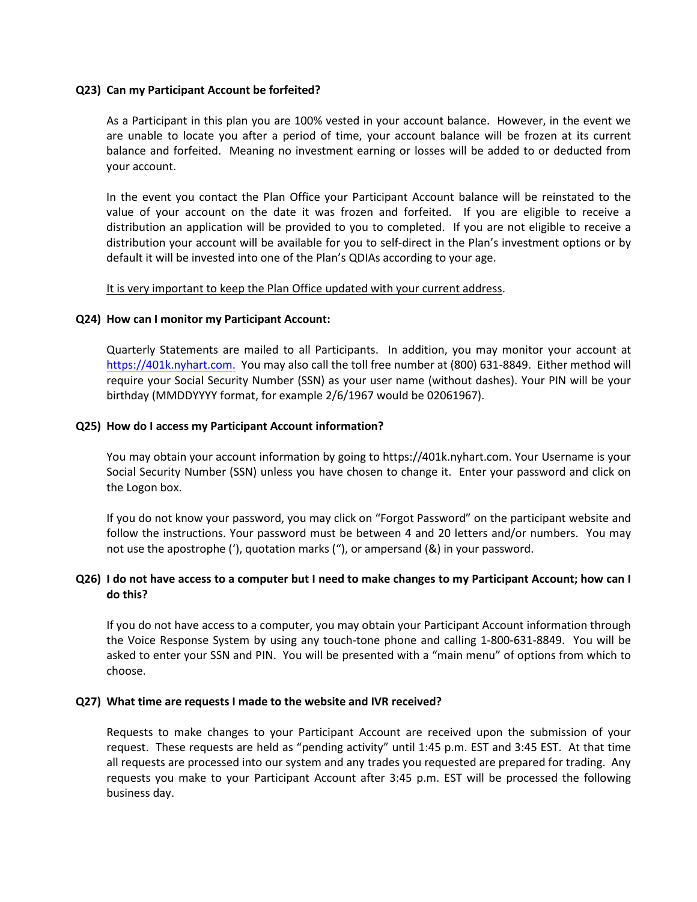**Q23) Can my Participant Account be forfeited?**

As a Participant in this plan you are 100% vested in your account balance. However, in the event we are unable to locate you after a period of time, your account balance will be frozen at its current balance and forfeited. Meaning no investment earning or losses will be added to or deducted from your account.

In the event you contact the Plan Office your Participant Account balance will be reinstated to the value of your account on the date it was frozen and forfeited. If you are eligible to receive a distribution an application will be provided to you to completed. If you are not eligible to receive a distribution your account will be available for you to self-direct in the Plan's investment options or by default it will be invested into one of the Plan's QDIAs according to your age.

<u>It is very important to keep the Plan Office updated with your current address</u>.

**Q24) How can I monitor my Participant Account:**

Quarterly Statements are mailed to all Participants. In addition, you may monitor your account at https://401k.nyhart.com. You may also call the toll free number at (800) 631-8849. Either method will require your Social Security Number (SSN) as your user name (without dashes). Your PIN will be your birthday (MMDDYYYY format, for example 2/6/1967 would be 02061967).

**Q25) How do I access my Participant Account information?**

You may obtain your account information by going to https://401k.nyhart.com. Your Username is your Social Security Number (SSN) unless you have chosen to change it. Enter your password and click on the Logon box.

If you do not know your password, you may click on "Forgot Password" on the participant website and follow the instructions. Your password must be between 4 and 20 letters and/or numbers. You may not use the apostrophe ('), quotation marks ("), or ampersand (&) in your password.

**Q26) I do not have access to a computer but I need to make changes to my Participant Account; how can I do this?**

If you do not have access to a computer, you may obtain your Participant Account information through the Voice Response System by using any touch-tone phone and calling 1-800-631-8849. You will be asked to enter your SSN and PIN. You will be presented with a "main menu" of options from which to choose.

**Q27) What time are requests I made to the website and IVR received?**

Requests to make changes to your Participant Account are received upon the submission of your request. These requests are held as "pending activity" until 1:45 p.m. EST and 3:45 EST. At that time all requests are processed into our system and any trades you requested are prepared for trading. Any requests you make to your Participant Account after 3:45 p.m. EST will be processed the following business day.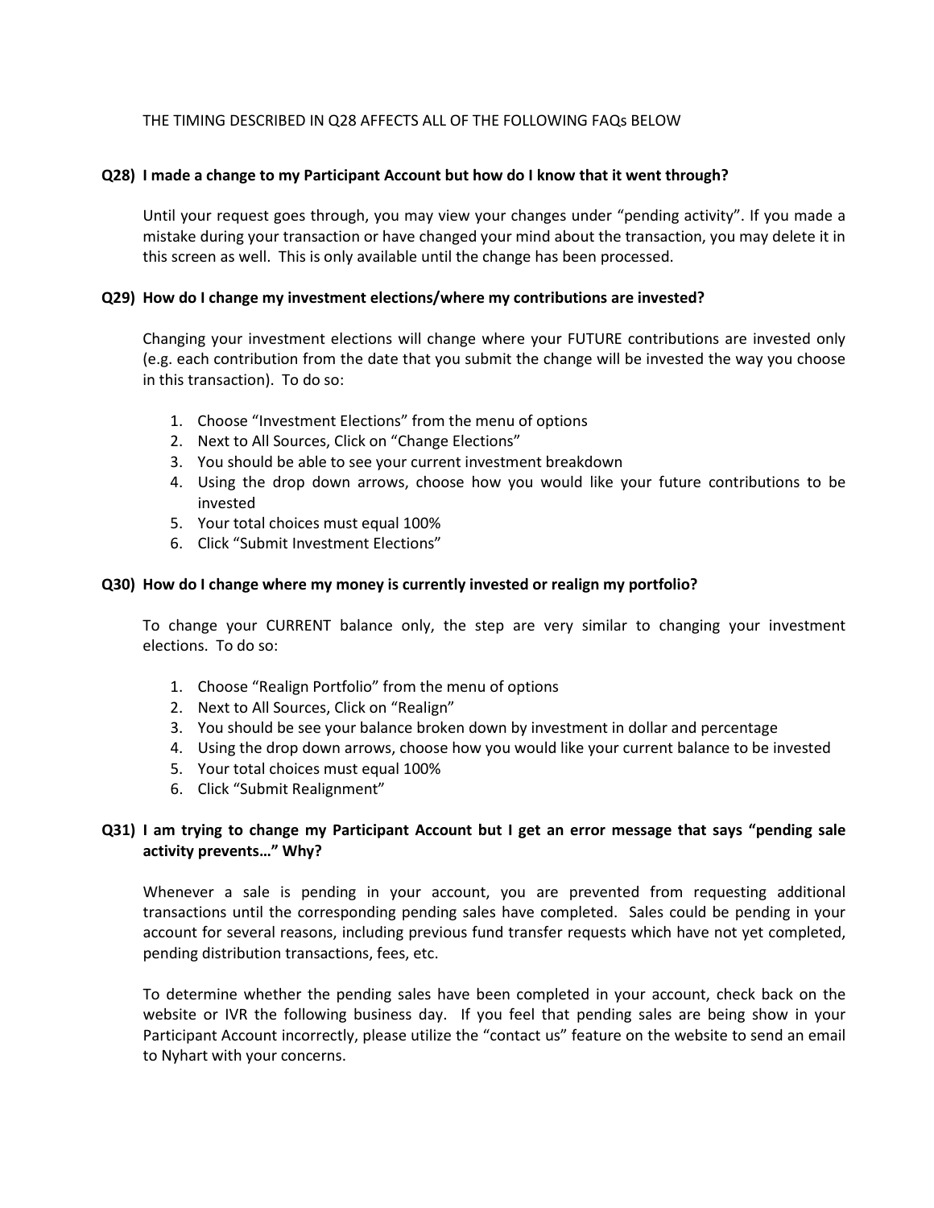THE TIMING DESCRIBED IN Q28 AFFECTS ALL OF THE FOLLOWING FAQs BELOW

**Q28) I made a change to my Participant Account but how do I know that it went through?**

Until your request goes through, you may view your changes under "pending activity". If you made a mistake during your transaction or have changed your mind about the transaction, you may delete it in this screen as well. This is only available until the change has been processed.

**Q29) How do I change my investment elections/where my contributions are invested?**

Changing your investment elections will change where your FUTURE contributions are invested only (e.g. each contribution from the date that you submit the change will be invested the way you choose in this transaction). To do so:

1. Choose "Investment Elections" from the menu of options
2. Next to All Sources, Click on "Change Elections"
3. You should be able to see your current investment breakdown
4. Using the drop down arrows, choose how you would like your future contributions to be invested
5. Your total choices must equal 100%
6. Click "Submit Investment Elections"

**Q30) How do I change where my money is currently invested or realign my portfolio?**

To change your CURRENT balance only, the step are very similar to changing your investment elections. To do so:

1. Choose "Realign Portfolio" from the menu of options
2. Next to All Sources, Click on "Realign"
3. You should be see your balance broken down by investment in dollar and percentage
4. Using the drop down arrows, choose how you would like your current balance to be invested
5. Your total choices must equal 100%
6. Click "Submit Realignment"

**Q31) I am trying to change my Participant Account but I get an error message that says "pending sale activity prevents…" Why?**

Whenever a sale is pending in your account, you are prevented from requesting additional transactions until the corresponding pending sales have completed. Sales could be pending in your account for several reasons, including previous fund transfer requests which have not yet completed, pending distribution transactions, fees, etc.

To determine whether the pending sales have been completed in your account, check back on the website or IVR the following business day. If you feel that pending sales are being show in your Participant Account incorrectly, please utilize the "contact us" feature on the website to send an email to Nyhart with your concerns.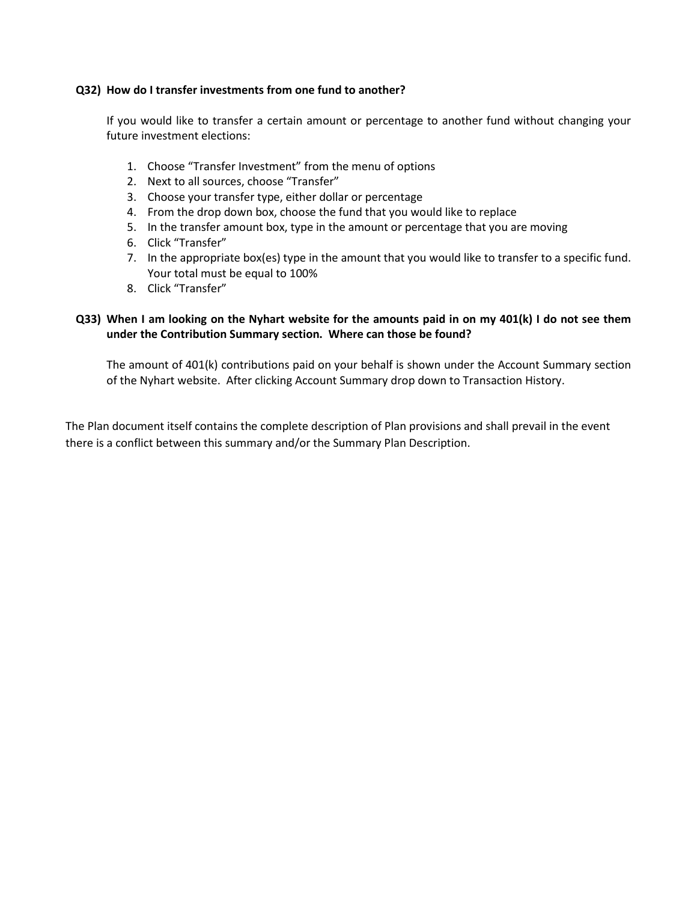**Q32) How do I transfer investments from one fund to another?**

If you would like to transfer a certain amount or percentage to another fund without changing your future investment elections:

1. Choose “Transfer Investment” from the menu of options
2. Next to all sources, choose “Transfer”
3. Choose your transfer type, either dollar or percentage
4. From the drop down box, choose the fund that you would like to replace
5. In the transfer amount box, type in the amount or percentage that you are moving
6. Click “Transfer”
7. In the appropriate box(es) type in the amount that you would like to transfer to a specific fund. Your total must be equal to 100%
8. Click “Transfer”

**Q33) When I am looking on the Nyhart website for the amounts paid in on my 401(k) I do not see them under the Contribution Summary section. Where can those be found?**

The amount of 401(k) contributions paid on your behalf is shown under the Account Summary section of the Nyhart website. After clicking Account Summary drop down to Transaction History.

The Plan document itself contains the complete description of Plan provisions and shall prevail in the event there is a conflict between this summary and/or the Summary Plan Description.